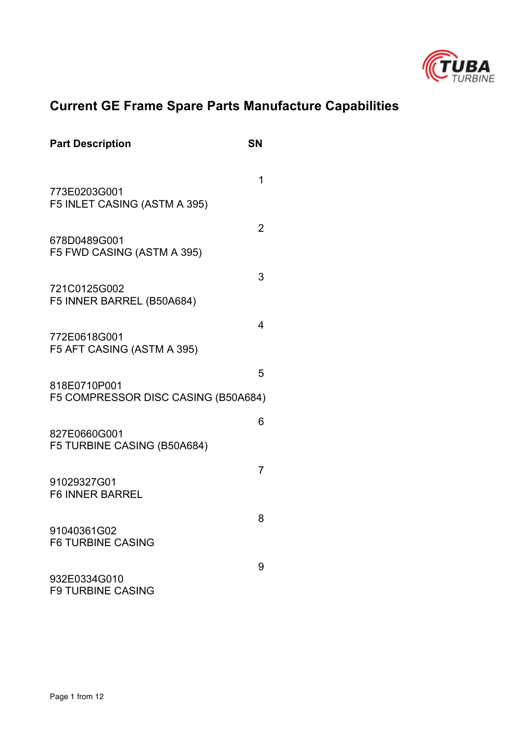# Current GE Frame Spare Parts Manufacture Capabilities

| Part Description | SN |
| --- | --- |
| 773E0203G001<br>F5 INLET CASING (ASTM A 395) | 1 |
| 678D0489G001<br>F5 FWD CASING (ASTM A 395) | 2 |
| 721C0125G002<br>F5 INNER BARREL (B50A684) | 3 |
| 772E0618G001<br>F5 AFT CASING (ASTM A 395) | 4 |
| 818E0710P001<br>F5 COMPRESSOR DISC CASING (B50A684) | 5 |
| 827E0660G001<br>F5 TURBINE CASING (B50A684) | 6 |
| 91029327G01<br>F6 INNER BARREL | 7 |
| 91040361G02<br>F6 TURBINE CASING | 8 |
| 932E0334G010<br>F9 TURBINE CASING | 9 |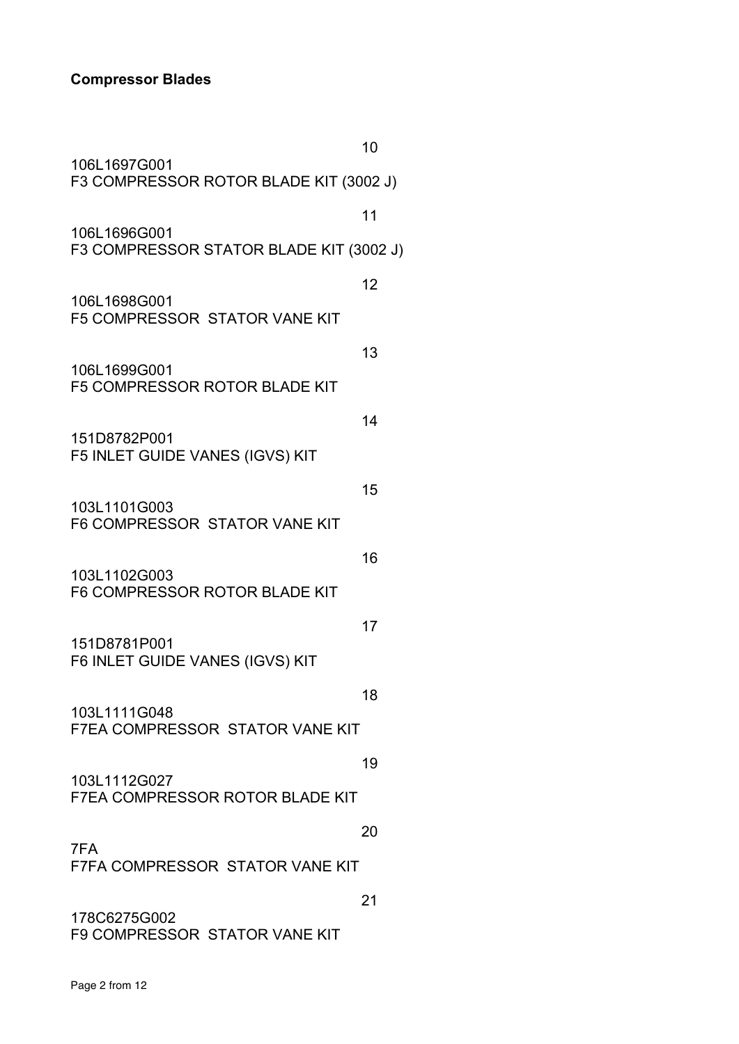**Compressor Blades**

10

106L1697G001
F3 COMPRESSOR ROTOR BLADE KIT (3002 J)

11

106L1696G001
F3 COMPRESSOR STATOR BLADE KIT (3002 J)

12

106L1698G001
F5 COMPRESSOR STATOR VANE KIT

13

106L1699G001
F5 COMPRESSOR ROTOR BLADE KIT

14

151D8782P001
F5 INLET GUIDE VANES (IGVS) KIT

15

103L1101G003
F6 COMPRESSOR STATOR VANE KIT

16

103L1102G003
F6 COMPRESSOR ROTOR BLADE KIT

17

151D8781P001
F6 INLET GUIDE VANES (IGVS) KIT

18

103L1111G048
F7EA COMPRESSOR STATOR VANE KIT

19

103L1112G027
F7EA COMPRESSOR ROTOR BLADE KIT

20

7FA
F7FA COMPRESSOR STATOR VANE KIT

21

178C6275G002
F9 COMPRESSOR STATOR VANE KIT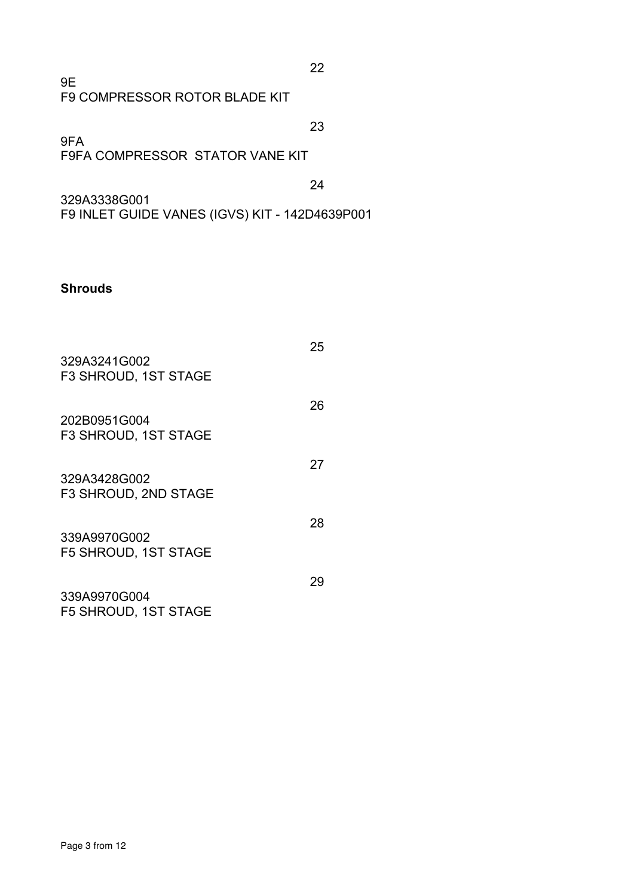22

9E
F9 COMPRESSOR ROTOR BLADE KIT

23

9FA
F9FA COMPRESSOR STATOR VANE KIT

24

329A3338G001
F9 INLET GUIDE VANES (IGVS) KIT - 142D4639P001

**Shrouds**

25

329A3241G002
F3 SHROUD, 1ST STAGE

26

202B0951G004
F3 SHROUD, 1ST STAGE

27

329A3428G002
F3 SHROUD, 2ND STAGE

28

339A9970G002
F5 SHROUD, 1ST STAGE

29

339A9970G004
F5 SHROUD, 1ST STAGE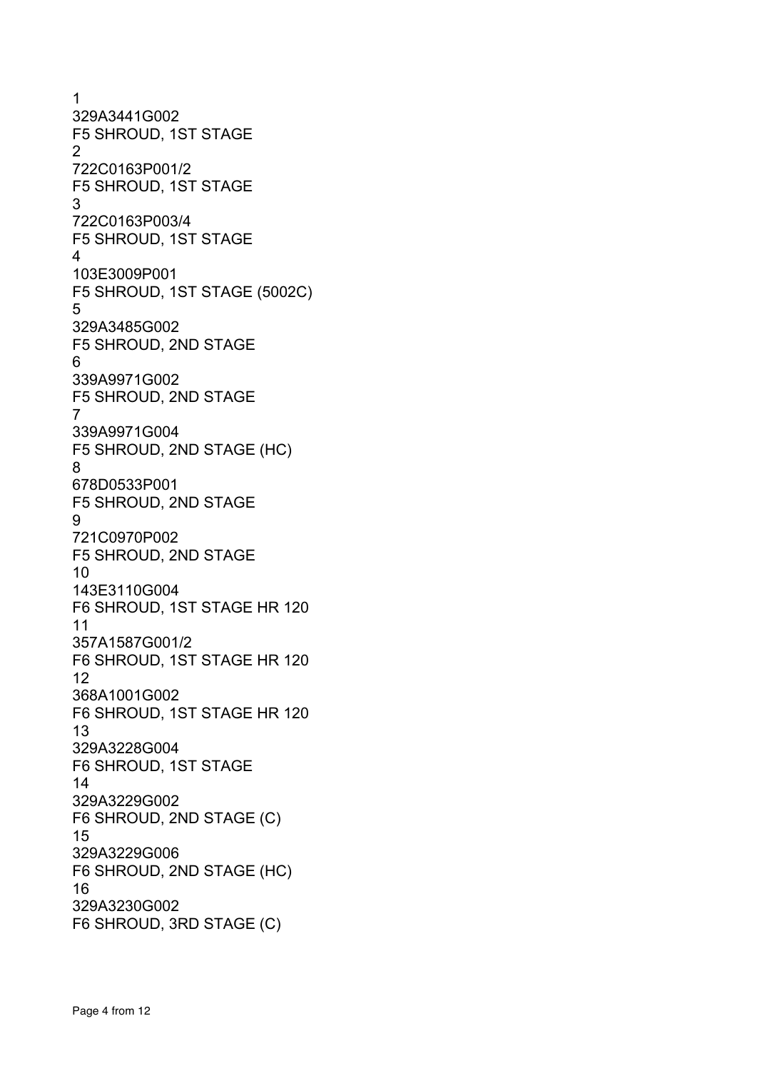1
329A3441G002
F5 SHROUD, 1ST STAGE
2
722C0163P001/2
F5 SHROUD, 1ST STAGE
3
722C0163P003/4
F5 SHROUD, 1ST STAGE
4
103E3009P001
F5 SHROUD, 1ST STAGE (5002C)
5
329A3485G002
F5 SHROUD, 2ND STAGE
6
339A9971G002
F5 SHROUD, 2ND STAGE
7
339A9971G004
F5 SHROUD, 2ND STAGE (HC)
8
678D0533P001
F5 SHROUD, 2ND STAGE
9
721C0970P002
F5 SHROUD, 2ND STAGE
10
143E3110G004
F6 SHROUD, 1ST STAGE HR 120
11
357A1587G001/2
F6 SHROUD, 1ST STAGE HR 120
12
368A1001G002
F6 SHROUD, 1ST STAGE HR 120
13
329A3228G004
F6 SHROUD, 1ST STAGE
14
329A3229G002
F6 SHROUD, 2ND STAGE (C)
15
329A3229G006
F6 SHROUD, 2ND STAGE (HC)
16
329A3230G002
F6 SHROUD, 3RD STAGE (C)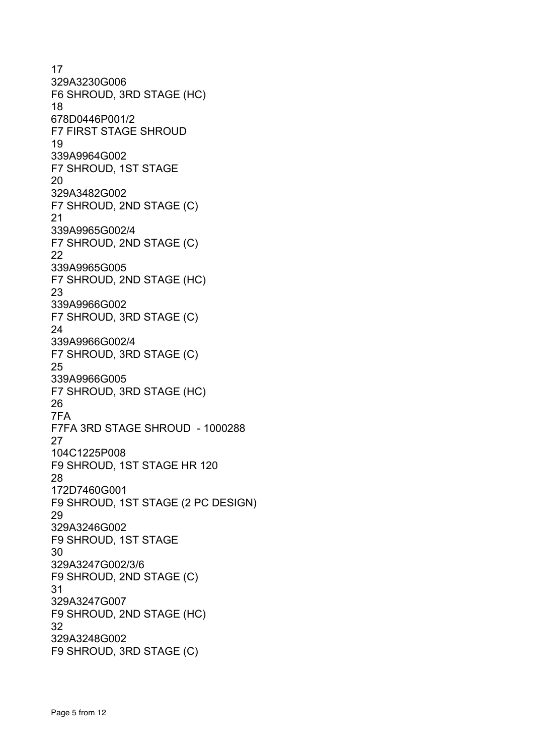17
329A3230G006
F6 SHROUD, 3RD STAGE (HC)
18
678D0446P001/2
F7 FIRST STAGE SHROUD
19
339A9964G002
F7 SHROUD, 1ST STAGE
20
329A3482G002
F7 SHROUD, 2ND STAGE (C)
21
339A9965G002/4
F7 SHROUD, 2ND STAGE (C)
22
339A9965G005
F7 SHROUD, 2ND STAGE (HC)
23
339A9966G002
F7 SHROUD, 3RD STAGE (C)
24
339A9966G002/4
F7 SHROUD, 3RD STAGE (C)
25
339A9966G005
F7 SHROUD, 3RD STAGE (HC)
26
7FA
F7FA 3RD STAGE SHROUD - 1000288
27
104C1225P008
F9 SHROUD, 1ST STAGE HR 120
28
172D7460G001
F9 SHROUD, 1ST STAGE (2 PC DESIGN)
29
329A3246G002
F9 SHROUD, 1ST STAGE
30
329A3247G002/3/6
F9 SHROUD, 2ND STAGE (C)
31
329A3247G007
F9 SHROUD, 2ND STAGE (HC)
32
329A3248G002
F9 SHROUD, 3RD STAGE (C)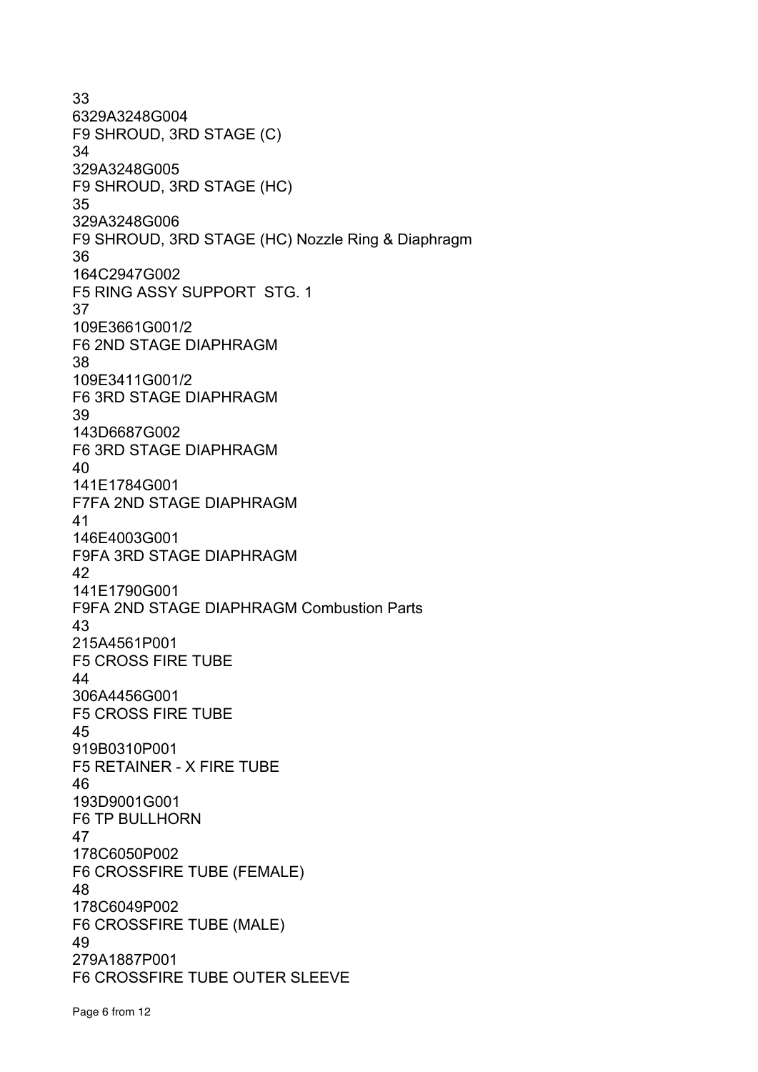33
6329A3248G004
F9 SHROUD, 3RD STAGE (C)
34
329A3248G005
F9 SHROUD, 3RD STAGE (HC)
35
329A3248G006
F9 SHROUD, 3RD STAGE (HC) Nozzle Ring & Diaphragm
36
164C2947G002
F5 RING ASSY SUPPORT STG. 1
37
109E3661G001/2
F6 2ND STAGE DIAPHRAGM
38
109E3411G001/2
F6 3RD STAGE DIAPHRAGM
39
143D6687G002
F6 3RD STAGE DIAPHRAGM
40
141E1784G001
F7FA 2ND STAGE DIAPHRAGM
41
146E4003G001
F9FA 3RD STAGE DIAPHRAGM
42
141E1790G001
F9FA 2ND STAGE DIAPHRAGM Combustion Parts
43
215A4561P001
F5 CROSS FIRE TUBE
44
306A4456G001
F5 CROSS FIRE TUBE
45
919B0310P001
F5 RETAINER - X FIRE TUBE
46
193D9001G001
F6 TP BULLHORN
47
178C6050P002
F6 CROSSFIRE TUBE (FEMALE)
48
178C6049P002
F6 CROSSFIRE TUBE (MALE)
49
279A1887P001
F6 CROSSFIRE TUBE OUTER SLEEVE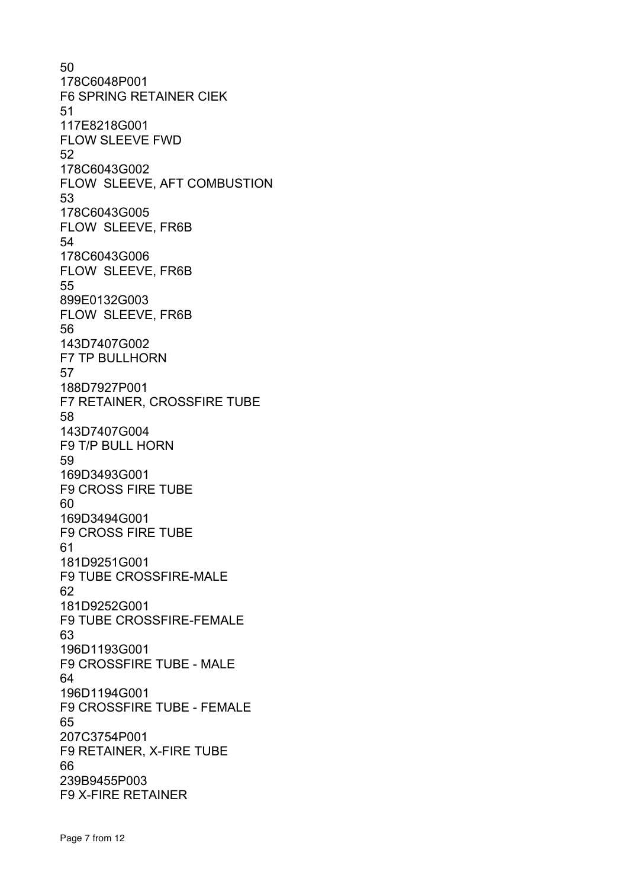50
178C6048P001
F6 SPRING RETAINER CIEK
51
117E8218G001
FLOW SLEEVE FWD
52
178C6043G002
FLOW  SLEEVE, AFT COMBUSTION
53
178C6043G005
FLOW  SLEEVE, FR6B
54
178C6043G006
FLOW  SLEEVE, FR6B
55
899E0132G003
FLOW  SLEEVE, FR6B
56
143D7407G002
F7 TP BULLHORN
57
188D7927P001
F7 RETAINER, CROSSFIRE TUBE
58
143D7407G004
F9 T/P BULL HORN
59
169D3493G001
F9 CROSS FIRE TUBE
60
169D3494G001
F9 CROSS FIRE TUBE
61
181D9251G001
F9 TUBE CROSSFIRE-MALE
62
181D9252G001
F9 TUBE CROSSFIRE-FEMALE
63
196D1193G001
F9 CROSSFIRE TUBE - MALE
64
196D1194G001
F9 CROSSFIRE TUBE - FEMALE
65
207C3754P001
F9 RETAINER, X-FIRE TUBE
66
239B9455P003
F9 X-FIRE RETAINER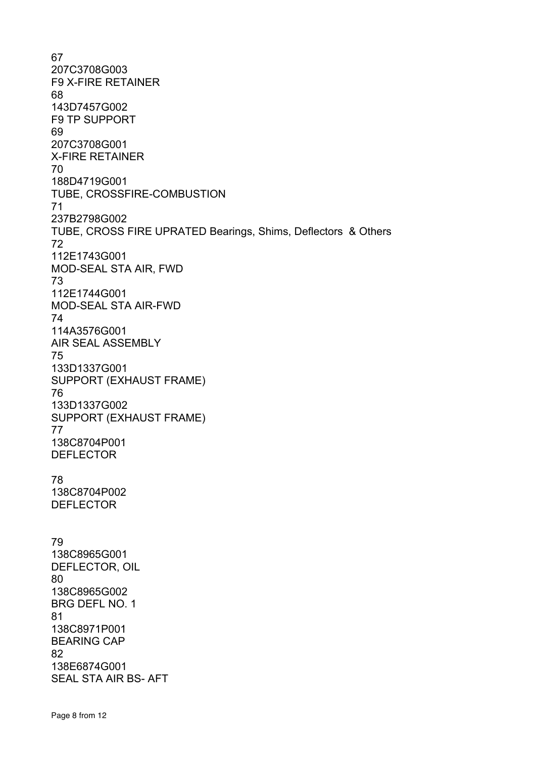67
207C3708G003
F9 X-FIRE RETAINER
68
143D7457G002
F9 TP SUPPORT
69
207C3708G001
X-FIRE RETAINER
70
188D4719G001
TUBE, CROSSFIRE-COMBUSTION
71
237B2798G002
TUBE, CROSS FIRE UPRATED Bearings, Shims, Deflectors & Others
72
112E1743G001
MOD-SEAL STA AIR, FWD
73
112E1744G001
MOD-SEAL STA AIR-FWD
74
114A3576G001
AIR SEAL ASSEMBLY
75
133D1337G001
SUPPORT (EXHAUST FRAME)
76
133D1337G002
SUPPORT (EXHAUST FRAME)
77
138C8704P001
DEFLECTOR

78
138C8704P002
DEFLECTOR

79
138C8965G001
DEFLECTOR, OIL
80
138C8965G002
BRG DEFL NO. 1
81
138C8971P001
BEARING CAP
82
138E6874G001
SEAL STA AIR BS- AFT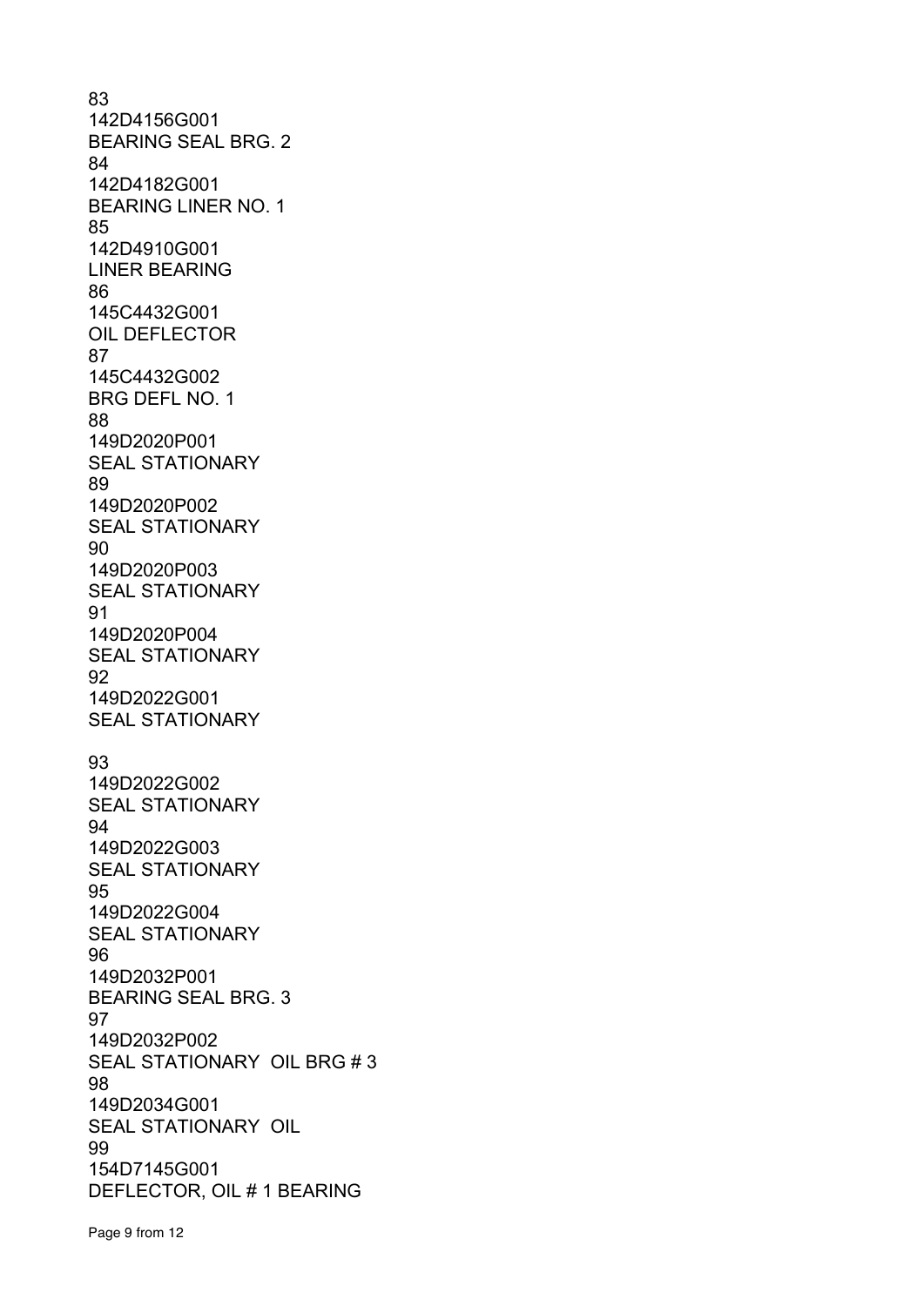83
142D4156G001
BEARING SEAL BRG. 2
84
142D4182G001
BEARING LINER NO. 1
85
142D4910G001
LINER BEARING
86
145C4432G001
OIL DEFLECTOR
87
145C4432G002
BRG DEFL NO. 1
88
149D2020P001
SEAL STATIONARY
89
149D2020P002
SEAL STATIONARY
90
149D2020P003
SEAL STATIONARY
91
149D2020P004
SEAL STATIONARY
92
149D2022G001
SEAL STATIONARY

93
149D2022G002
SEAL STATIONARY
94
149D2022G003
SEAL STATIONARY
95
149D2022G004
SEAL STATIONARY
96
149D2032P001
BEARING SEAL BRG. 3
97
149D2032P002
SEAL STATIONARY OIL BRG # 3
98
149D2034G001
SEAL STATIONARY OIL
99
154D7145G001
DEFLECTOR, OIL # 1 BEARING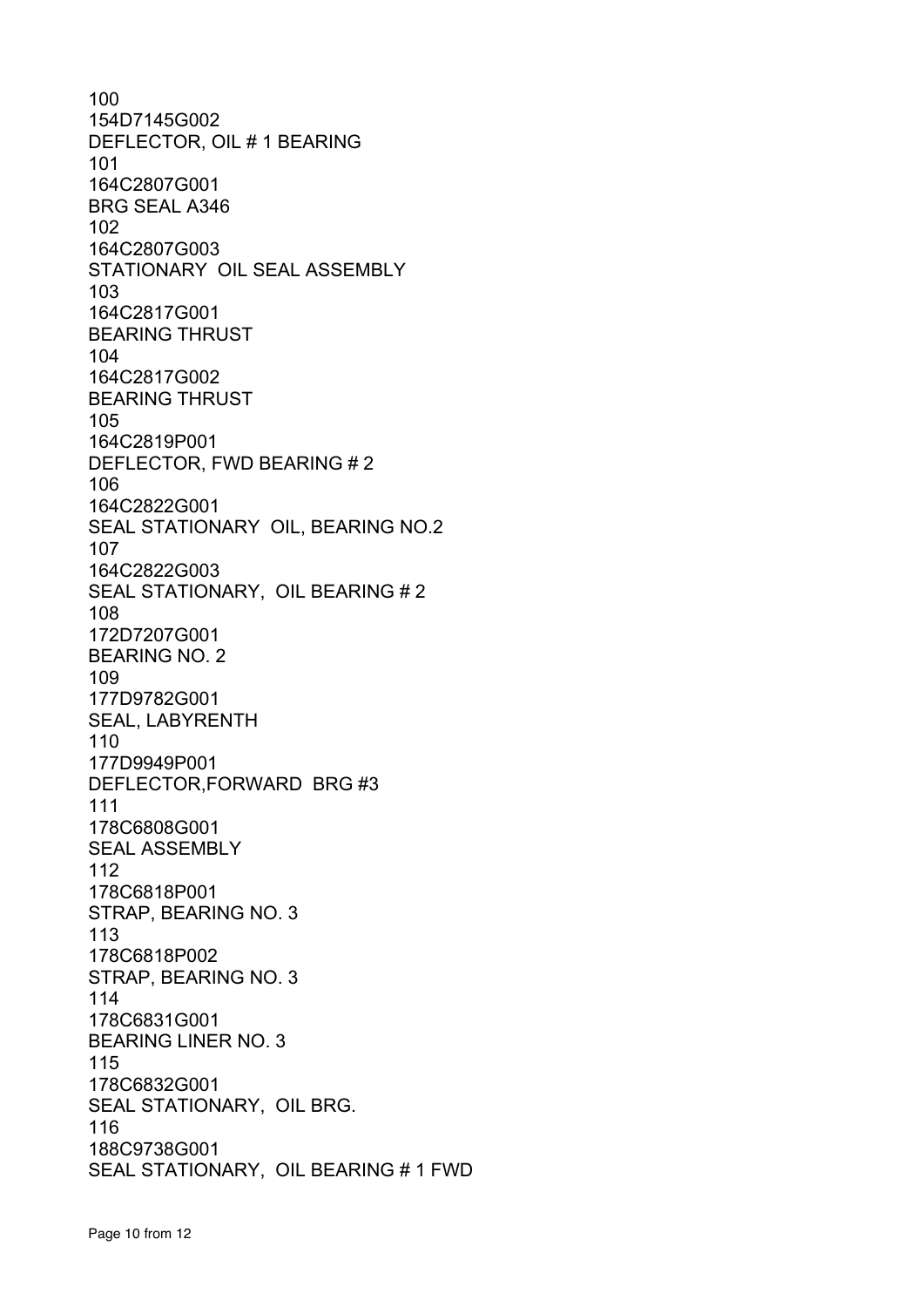100
154D7145G002
DEFLECTOR, OIL # 1 BEARING
101
164C2807G001
BRG SEAL A346
102
164C2807G003
STATIONARY  OIL SEAL ASSEMBLY
103
164C2817G001
BEARING THRUST
104
164C2817G002
BEARING THRUST
105
164C2819P001
DEFLECTOR, FWD BEARING # 2
106
164C2822G001
SEAL STATIONARY  OIL, BEARING NO.2
107
164C2822G003
SEAL STATIONARY,  OIL BEARING # 2
108
172D7207G001
BEARING NO. 2
109
177D9782G001
SEAL, LABYRENTH
110
177D9949P001
DEFLECTOR,FORWARD  BRG #3
111
178C6808G001
SEAL ASSEMBLY
112
178C6818P001
STRAP, BEARING NO. 3
113
178C6818P002
STRAP, BEARING NO. 3
114
178C6831G001
BEARING LINER NO. 3
115
178C6832G001
SEAL STATIONARY,  OIL BRG.
116
188C9738G001
SEAL STATIONARY,  OIL BEARING # 1 FWD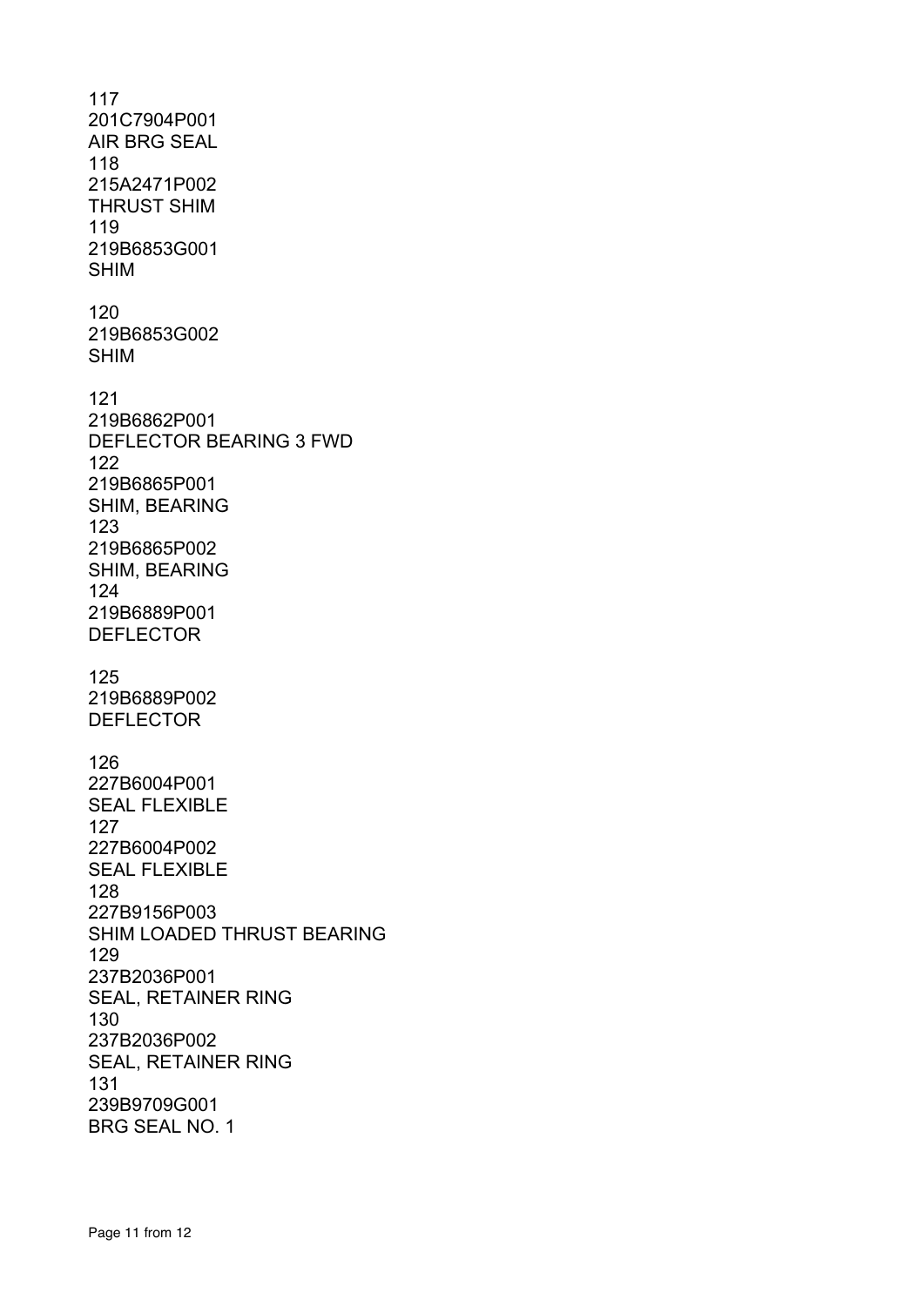117
201C7904P001
AIR BRG SEAL
118
215A2471P002
THRUST SHIM
119
219B6853G001
SHIM

120
219B6853G002
SHIM

121
219B6862P001
DEFLECTOR BEARING 3 FWD
122
219B6865P001
SHIM, BEARING
123
219B6865P002
SHIM, BEARING
124
219B6889P001
DEFLECTOR

125
219B6889P002
DEFLECTOR

126
227B6004P001
SEAL FLEXIBLE
127
227B6004P002
SEAL FLEXIBLE
128
227B9156P003
SHIM LOADED THRUST BEARING
129
237B2036P001
SEAL, RETAINER RING
130
237B2036P002
SEAL, RETAINER RING
131
239B9709G001
BRG SEAL NO. 1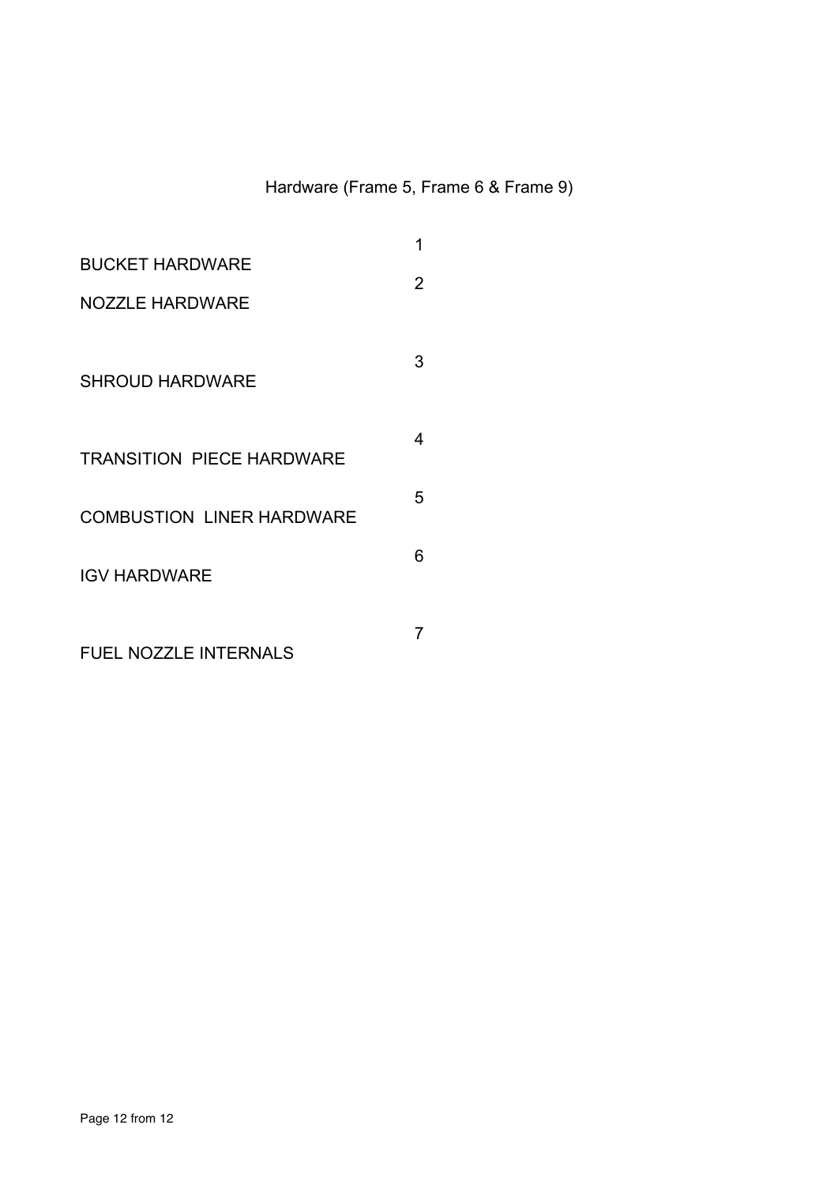# Hardware (Frame 5, Frame 6 & Frame 9)

| | |
|---|---|
| BUCKET HARDWARE | 1 |
| NOZZLE HARDWARE | 2 |
| SHROUD HARDWARE | 3 |
| TRANSITION PIECE HARDWARE | 4 |
| COMBUSTION LINER HARDWARE | 5 |
| IGV HARDWARE | 6 |
| FUEL NOZZLE INTERNALS | 7 |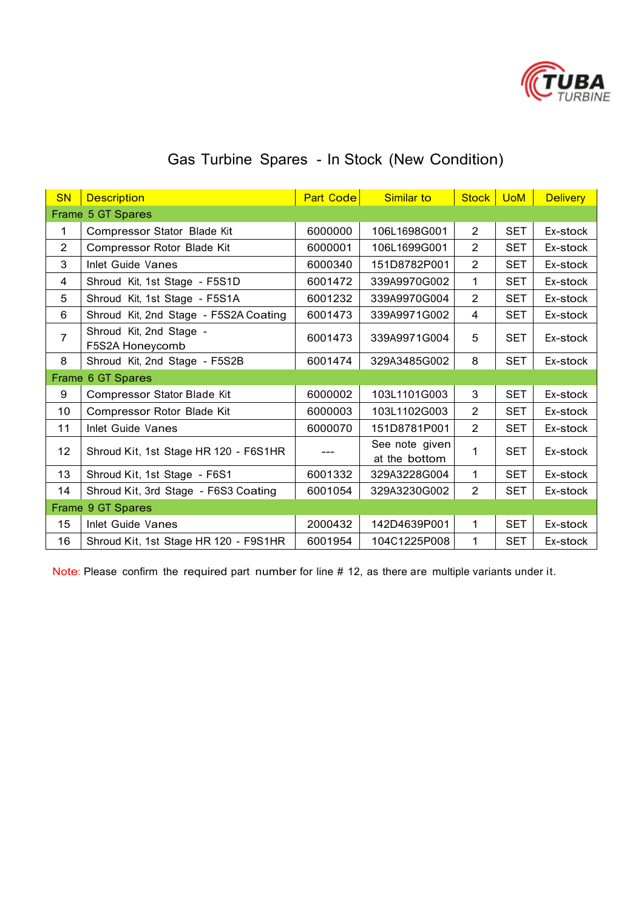# Gas Turbine Spares - In Stock (New Condition)

| SN | Description | Part Code | Similar to | Stock | UoM | Delivery |
|---|---|---|---|---|---|---|
| Frame 5 GT Spares | | | | | | |
| 1 | Compressor Stator Blade Kit | 6000000 | 106L1698G001 | 2 | SET | Ex-stock |
| 2 | Compressor Rotor Blade Kit | 6000001 | 106L1699G001 | 2 | SET | Ex-stock |
| 3 | Inlet Guide Vanes | 6000340 | 151D8782P001 | 2 | SET | Ex-stock |
| 4 | Shroud Kit, 1st Stage - F5S1D | 6001472 | 339A9970G002 | 1 | SET | Ex-stock |
| 5 | Shroud Kit, 1st Stage - F5S1A | 6001232 | 339A9970G004 | 2 | SET | Ex-stock |
| 6 | Shroud Kit, 2nd Stage - F5S2A Coating | 6001473 | 339A9971G002 | 4 | SET | Ex-stock |
| 7 | Shroud Kit, 2nd Stage - F5S2A Honeycomb | 6001473 | 339A9971G004 | 5 | SET | Ex-stock |
| 8 | Shroud Kit, 2nd Stage - F5S2B | 6001474 | 329A3485G002 | 8 | SET | Ex-stock |
| Frame 6 GT Spares | | | | | | |
| 9 | Compressor Stator Blade Kit | 6000002 | 103L1101G003 | 3 | SET | Ex-stock |
| 10 | Compressor Rotor Blade Kit | 6000003 | 103L1102G003 | 2 | SET | Ex-stock |
| 11 | Inlet Guide Vanes | 6000070 | 151D8781P001 | 2 | SET | Ex-stock |
| 12 | Shroud Kit, 1st Stage HR 120 - F6S1HR | --- | See note given at the bottom | 1 | SET | Ex-stock |
| 13 | Shroud Kit, 1st Stage - F6S1 | 6001332 | 329A3228G004 | 1 | SET | Ex-stock |
| 14 | Shroud Kit, 3rd Stage - F6S3 Coating | 6001054 | 329A3230G002 | 2 | SET | Ex-stock |
| Frame 9 GT Spares | | | | | | |
| 15 | Inlet Guide Vanes | 2000432 | 142D4639P001 | 1 | SET | Ex-stock |
| 16 | Shroud Kit, 1st Stage HR 120 - F9S1HR | 6001954 | 104C1225P008 | 1 | SET | Ex-stock |

Note: Please confirm the required part number for line # 12, as there are multiple variants under it.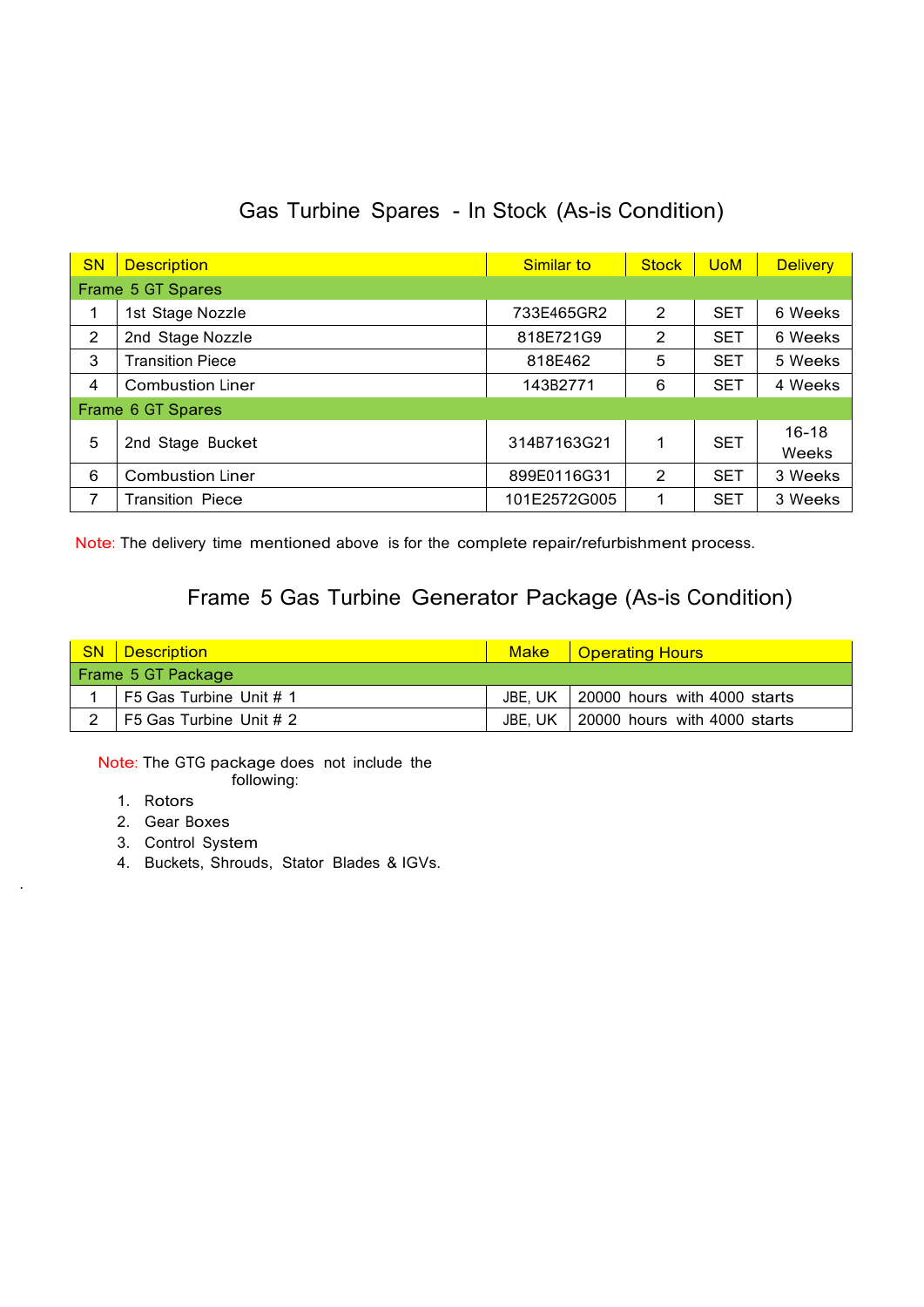## Gas Turbine Spares - In Stock (As-is Condition)

| SN | Description | Similar to | Stock | UoM | Delivery |
|---|---|---|---|---|---|
| Frame 5 GT Spares | | | | | |
| 1 | 1st Stage Nozzle | 733E465GR2 | 2 | SET | 6 Weeks |
| 2 | 2nd Stage Nozzle | 818E721G9 | 2 | SET | 6 Weeks |
| 3 | Transition Piece | 818E462 | 5 | SET | 5 Weeks |
| 4 | Combustion Liner | 143B2771 | 6 | SET | 4 Weeks |
| Frame 6 GT Spares | | | | | |
| 5 | 2nd Stage Bucket | 314B7163G21 | 1 | SET | 16-18 Weeks |
| 6 | Combustion Liner | 899E0116G31 | 2 | SET | 3 Weeks |
| 7 | Transition Piece | 101E2572G005 | 1 | SET | 3 Weeks |

Note: The delivery time mentioned above is for the complete repair/refurbishment process.

## Frame 5 Gas Turbine Generator Package (As-is Condition)

| SN | Description | Make | Operating Hours |
|---|---|---|---|
| Frame 5 GT Package | | | |
| 1 | F5 Gas Turbine Unit # 1 | JBE, UK | 20000 hours with 4000 starts |
| 2 | F5 Gas Turbine Unit # 2 | JBE, UK | 20000 hours with 4000 starts |

Note: The GTG package does not include the following:

1. Rotors
2. Gear Boxes
3. Control System
4. Buckets, Shrouds, Stator Blades & IGVs.